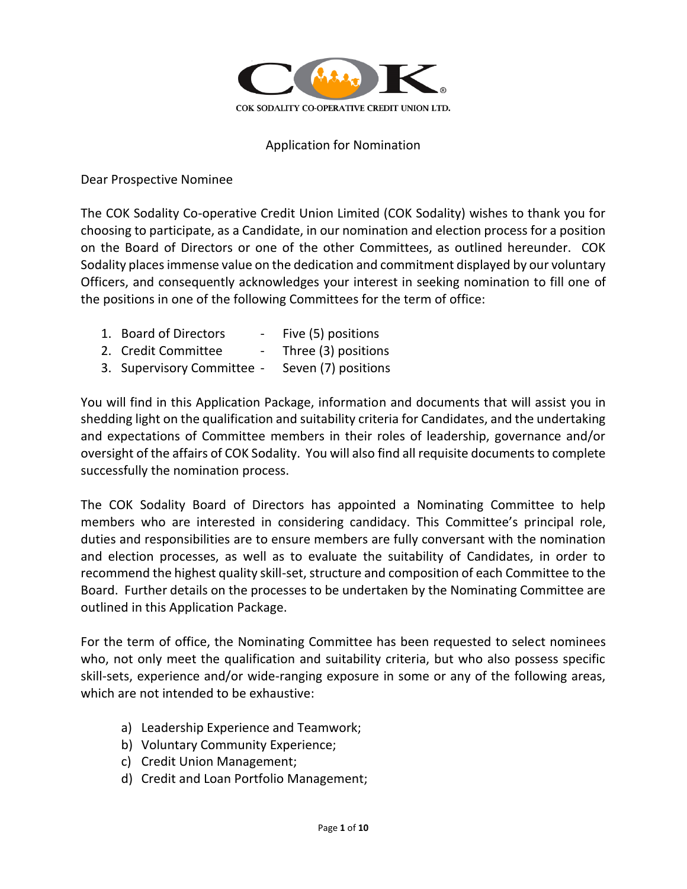COK SODALITY CO-OPERATIVE CREDIT UNION LTD.

# Application for Nomination

Dear Prospective Nominee

The COK Sodality Co-operative Credit Union Limited (COK Sodality) wishes to thank you for choosing to participate, as a Candidate, in our nomination and election process for a position on the Board of Directors or one of the other Committees, as outlined hereunder. COK Sodality places immense value on the dedication and commitment displayed by our voluntary Officers, and consequently acknowledges your interest in seeking nomination to fill one of the positions in one of the following Committees for the term of office:

1. Board of Directors - Five (5) positions
2. Credit Committee - Three (3) positions
3. Supervisory Committee - Seven (7) positions

You will find in this Application Package, information and documents that will assist you in shedding light on the qualification and suitability criteria for Candidates, and the undertaking and expectations of Committee members in their roles of leadership, governance and/or oversight of the affairs of COK Sodality. You will also find all requisite documents to complete successfully the nomination process.

The COK Sodality Board of Directors has appointed a Nominating Committee to help members who are interested in considering candidacy. This Committee's principal role, duties and responsibilities are to ensure members are fully conversant with the nomination and election processes, as well as to evaluate the suitability of Candidates, in order to recommend the highest quality skill-set, structure and composition of each Committee to the Board. Further details on the processes to be undertaken by the Nominating Committee are outlined in this Application Package.

For the term of office, the Nominating Committee has been requested to select nominees who, not only meet the qualification and suitability criteria, but who also possess specific skill-sets, experience and/or wide-ranging exposure in some or any of the following areas, which are not intended to be exhaustive:

a) Leadership Experience and Teamwork;
b) Voluntary Community Experience;
c) Credit Union Management;
d) Credit and Loan Portfolio Management;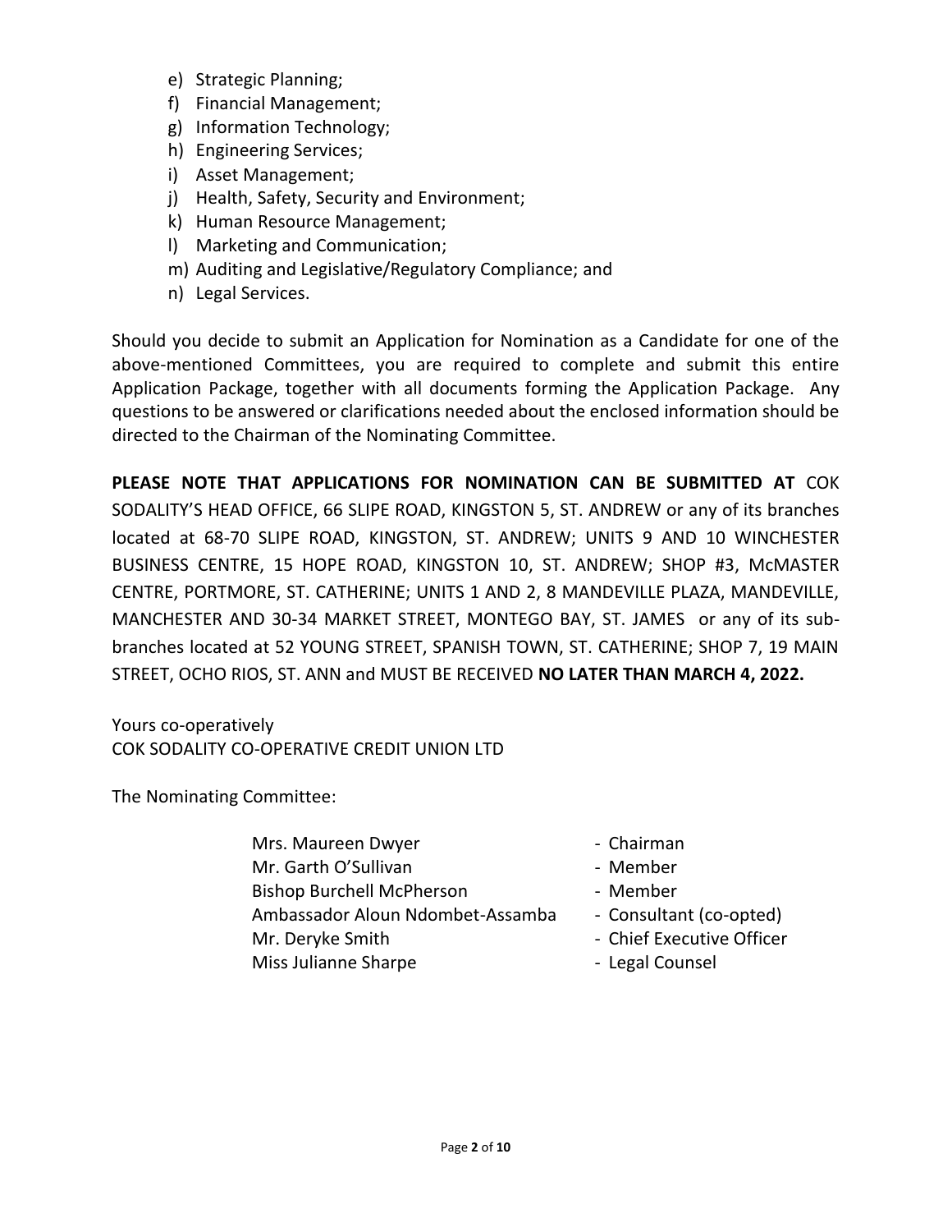e) Strategic Planning;
f) Financial Management;
g) Information Technology;
h) Engineering Services;
i) Asset Management;
j) Health, Safety, Security and Environment;
k) Human Resource Management;
l) Marketing and Communication;
m) Auditing and Legislative/Regulatory Compliance; and
n) Legal Services.

Should you decide to submit an Application for Nomination as a Candidate for one of the above-mentioned Committees, you are required to complete and submit this entire Application Package, together with all documents forming the Application Package. Any questions to be answered or clarifications needed about the enclosed information should be directed to the Chairman of the Nominating Committee.

**PLEASE NOTE THAT APPLICATIONS FOR NOMINATION CAN BE SUBMITTED AT** COK SODALITY'S HEAD OFFICE, 66 SLIPE ROAD, KINGSTON 5, ST. ANDREW or any of its branches located at 68-70 SLIPE ROAD, KINGSTON, ST. ANDREW; UNITS 9 AND 10 WINCHESTER BUSINESS CENTRE, 15 HOPE ROAD, KINGSTON 10, ST. ANDREW; SHOP #3, McMASTER CENTRE, PORTMORE, ST. CATHERINE; UNITS 1 AND 2, 8 MANDEVILLE PLAZA, MANDEVILLE, MANCHESTER AND 30-34 MARKET STREET, MONTEGO BAY, ST. JAMES or any of its sub-branches located at 52 YOUNG STREET, SPANISH TOWN, ST. CATHERINE; SHOP 7, 19 MAIN STREET, OCHO RIOS, ST. ANN and MUST BE RECEIVED **NO LATER THAN MARCH 4, 2022.**

Yours co-operatively
COK SODALITY CO-OPERATIVE CREDIT UNION LTD

The Nominating Committee:

| | |
|---|---|
| Mrs. Maureen Dwyer | - Chairman |
| Mr. Garth O'Sullivan | - Member |
| Bishop Burchell McPherson | - Member |
| Ambassador Aloun Ndombet-Assamba | - Consultant (co-opted) |
| Mr. Deryke Smith | - Chief Executive Officer |
| Miss Julianne Sharpe | - Legal Counsel |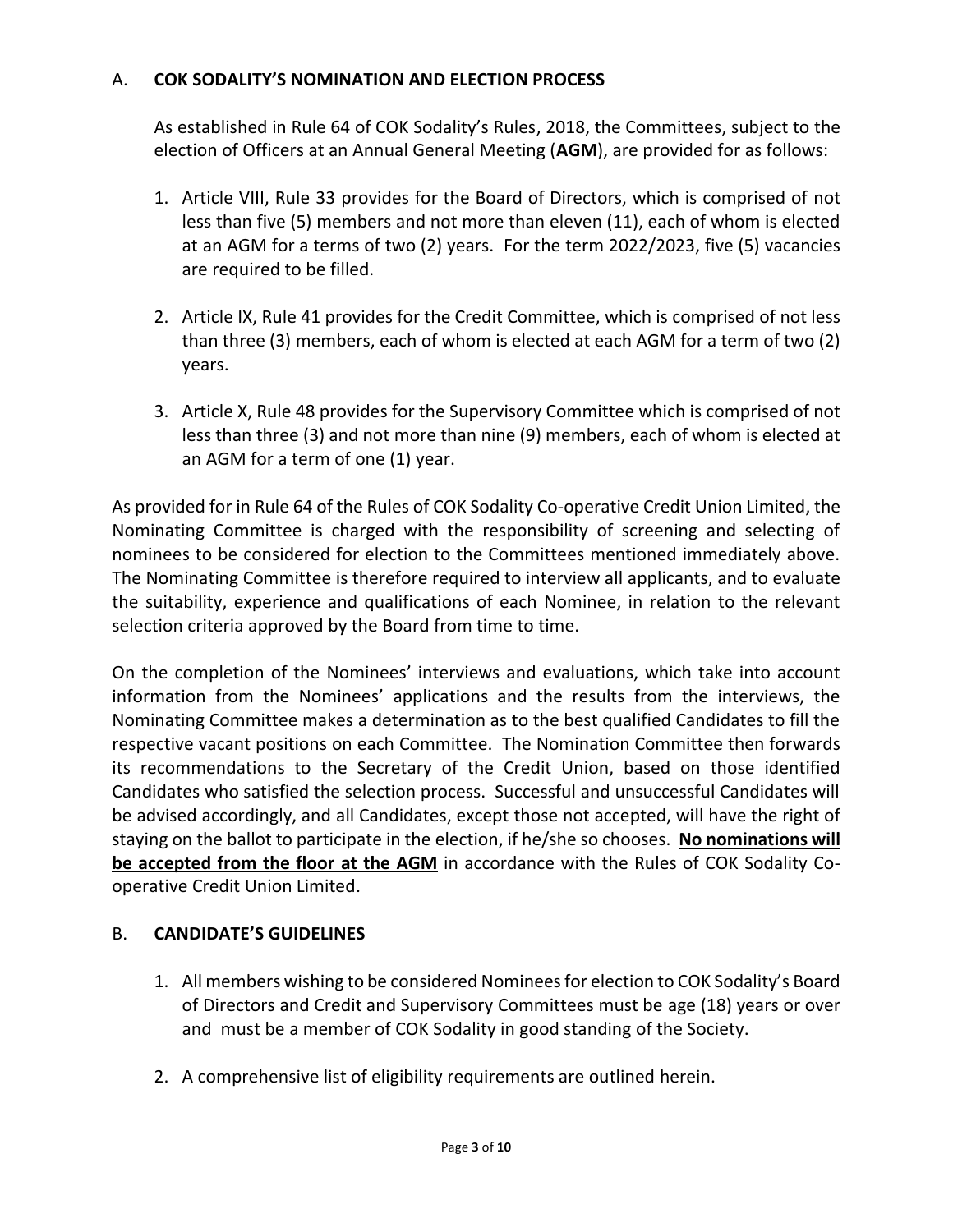## A. COK SODALITY'S NOMINATION AND ELECTION PROCESS

As established in Rule 64 of COK Sodality's Rules, 2018, the Committees, subject to the election of Officers at an Annual General Meeting (**AGM**), are provided for as follows:

1. Article VIII, Rule 33 provides for the Board of Directors, which is comprised of not less than five (5) members and not more than eleven (11), each of whom is elected at an AGM for a terms of two (2) years. For the term 2022/2023, five (5) vacancies are required to be filled.
2. Article IX, Rule 41 provides for the Credit Committee, which is comprised of not less than three (3) members, each of whom is elected at each AGM for a term of two (2) years.
3. Article X, Rule 48 provides for the Supervisory Committee which is comprised of not less than three (3) and not more than nine (9) members, each of whom is elected at an AGM for a term of one (1) year.

As provided for in Rule 64 of the Rules of COK Sodality Co-operative Credit Union Limited, the Nominating Committee is charged with the responsibility of screening and selecting of nominees to be considered for election to the Committees mentioned immediately above. The Nominating Committee is therefore required to interview all applicants, and to evaluate the suitability, experience and qualifications of each Nominee, in relation to the relevant selection criteria approved by the Board from time to time.

On the completion of the Nominees' interviews and evaluations, which take into account information from the Nominees' applications and the results from the interviews, the Nominating Committee makes a determination as to the best qualified Candidates to fill the respective vacant positions on each Committee. The Nomination Committee then forwards its recommendations to the Secretary of the Credit Union, based on those identified Candidates who satisfied the selection process. Successful and unsuccessful Candidates will be advised accordingly, and all Candidates, except those not accepted, will have the right of staying on the ballot to participate in the election, if he/she so chooses. <u>**No nominations will be accepted from the floor at the AGM**</u> in accordance with the Rules of COK Sodality Co-operative Credit Union Limited.

## B. CANDIDATE'S GUIDELINES

1. All members wishing to be considered Nominees for election to COK Sodality's Board of Directors and Credit and Supervisory Committees must be age (18) years or over and must be a member of COK Sodality in good standing of the Society.
2. A comprehensive list of eligibility requirements are outlined herein.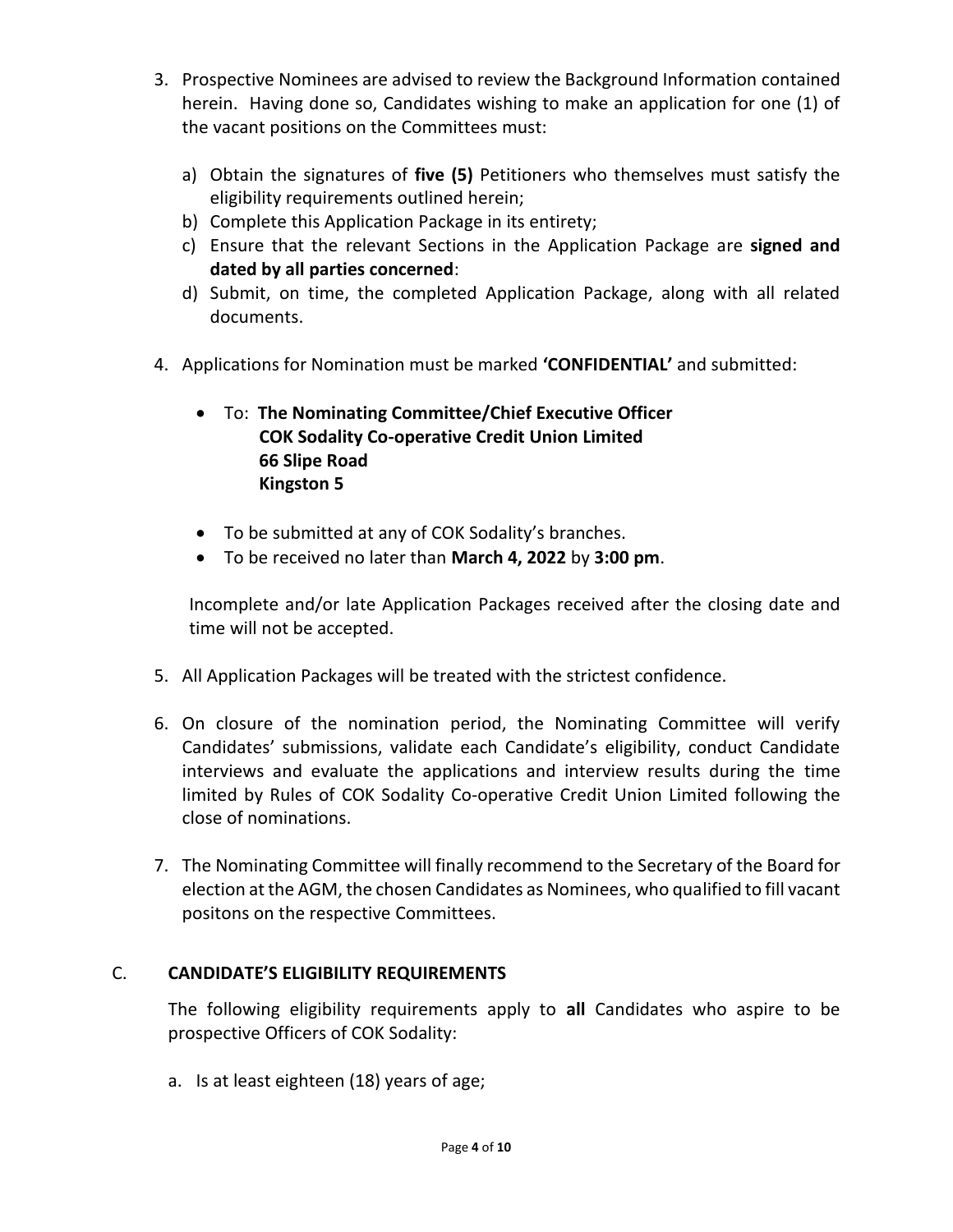3. Prospective Nominees are advised to review the Background Information contained herein. Having done so, Candidates wishing to make an application for one (1) of the vacant positions on the Committees must:

   a) Obtain the signatures of **five (5)** Petitioners who themselves must satisfy the eligibility requirements outlined herein;
   b) Complete this Application Package in its entirety;
   c) Ensure that the relevant Sections in the Application Package are **signed and dated by all parties concerned**:
   d) Submit, on time, the completed Application Package, along with all related documents.

4. Applications for Nomination must be marked **'CONFIDENTIAL'** and submitted:

   - To: **The Nominating Committee/Chief Executive Officer**
     **COK Sodality Co-operative Credit Union Limited**
     **66 Slipe Road**
     **Kingston 5**
   - To be submitted at any of COK Sodality's branches.
   - To be received no later than **March 4, 2022** by **3:00 pm**.

   Incomplete and/or late Application Packages received after the closing date and time will not be accepted.

5. All Application Packages will be treated with the strictest confidence.

6. On closure of the nomination period, the Nominating Committee will verify Candidates' submissions, validate each Candidate's eligibility, conduct Candidate interviews and evaluate the applications and interview results during the time limited by Rules of COK Sodality Co-operative Credit Union Limited following the close of nominations.

7. The Nominating Committee will finally recommend to the Secretary of the Board for election at the AGM, the chosen Candidates as Nominees, who qualified to fill vacant positons on the respective Committees.

## C. CANDIDATE'S ELIGIBILITY REQUIREMENTS

The following eligibility requirements apply to **all** Candidates who aspire to be prospective Officers of COK Sodality:

a. Is at least eighteen (18) years of age;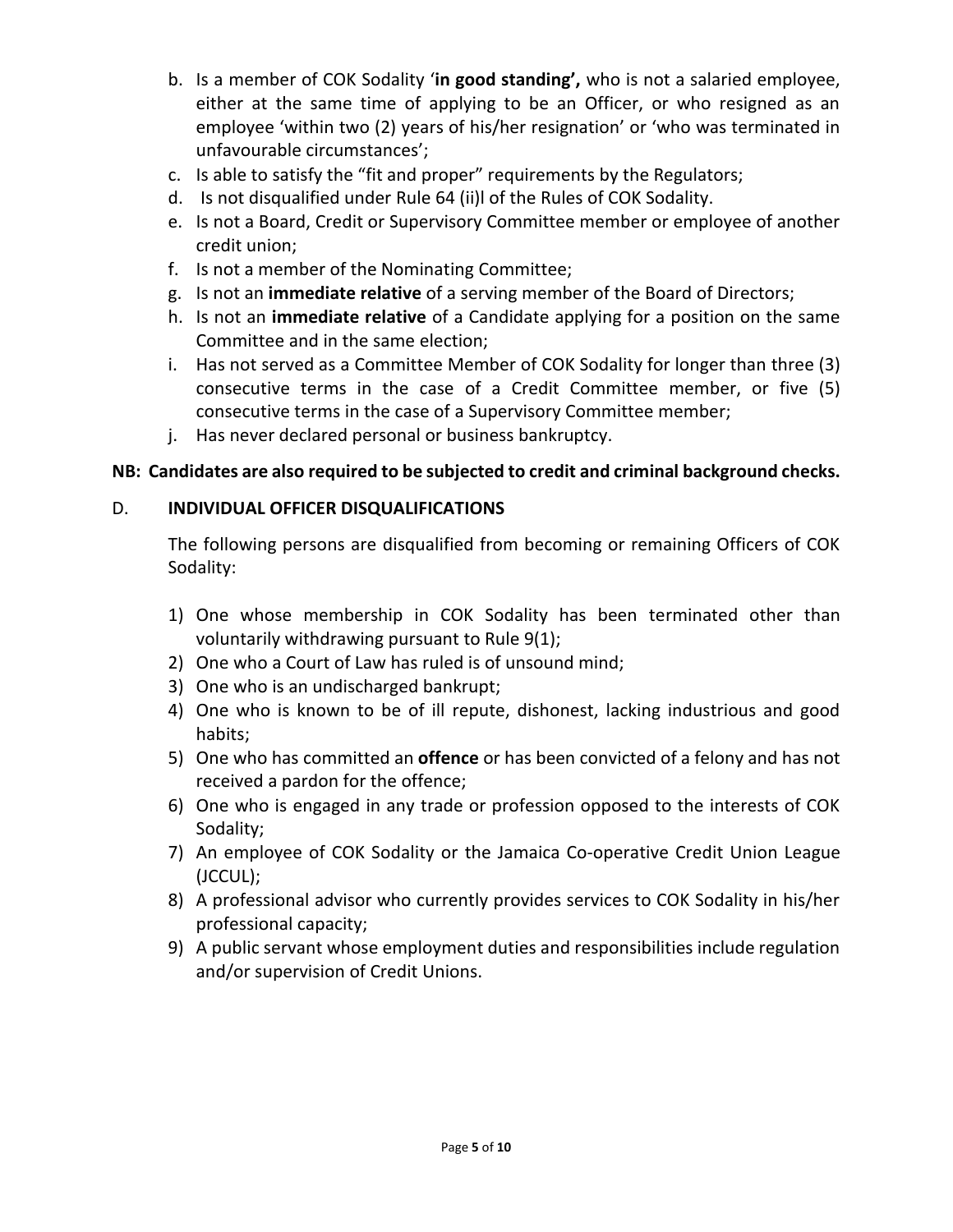b. Is a member of COK Sodality '**in good standing',** who is not a salaried employee, either at the same time of applying to be an Officer, or who resigned as an employee 'within two (2) years of his/her resignation' or 'who was terminated in unfavourable circumstances';
c. Is able to satisfy the "fit and proper" requirements by the Regulators;
d. Is not disqualified under Rule 64 (ii)l of the Rules of COK Sodality.
e. Is not a Board, Credit or Supervisory Committee member or employee of another credit union;
f. Is not a member of the Nominating Committee;
g. Is not an **immediate relative** of a serving member of the Board of Directors;
h. Is not an **immediate relative** of a Candidate applying for a position on the same Committee and in the same election;
i. Has not served as a Committee Member of COK Sodality for longer than three (3) consecutive terms in the case of a Credit Committee member, or five (5) consecutive terms in the case of a Supervisory Committee member;
j. Has never declared personal or business bankruptcy.

**NB: Candidates are also required to be subjected to credit and criminal background checks.**

## D. INDIVIDUAL OFFICER DISQUALIFICATIONS

The following persons are disqualified from becoming or remaining Officers of COK Sodality:

1) One whose membership in COK Sodality has been terminated other than voluntarily withdrawing pursuant to Rule 9(1);
2) One who a Court of Law has ruled is of unsound mind;
3) One who is an undischarged bankrupt;
4) One who is known to be of ill repute, dishonest, lacking industrious and good habits;
5) One who has committed an **offence** or has been convicted of a felony and has not received a pardon for the offence;
6) One who is engaged in any trade or profession opposed to the interests of COK Sodality;
7) An employee of COK Sodality or the Jamaica Co-operative Credit Union League (JCCUL);
8) A professional advisor who currently provides services to COK Sodality in his/her professional capacity;
9) A public servant whose employment duties and responsibilities include regulation and/or supervision of Credit Unions.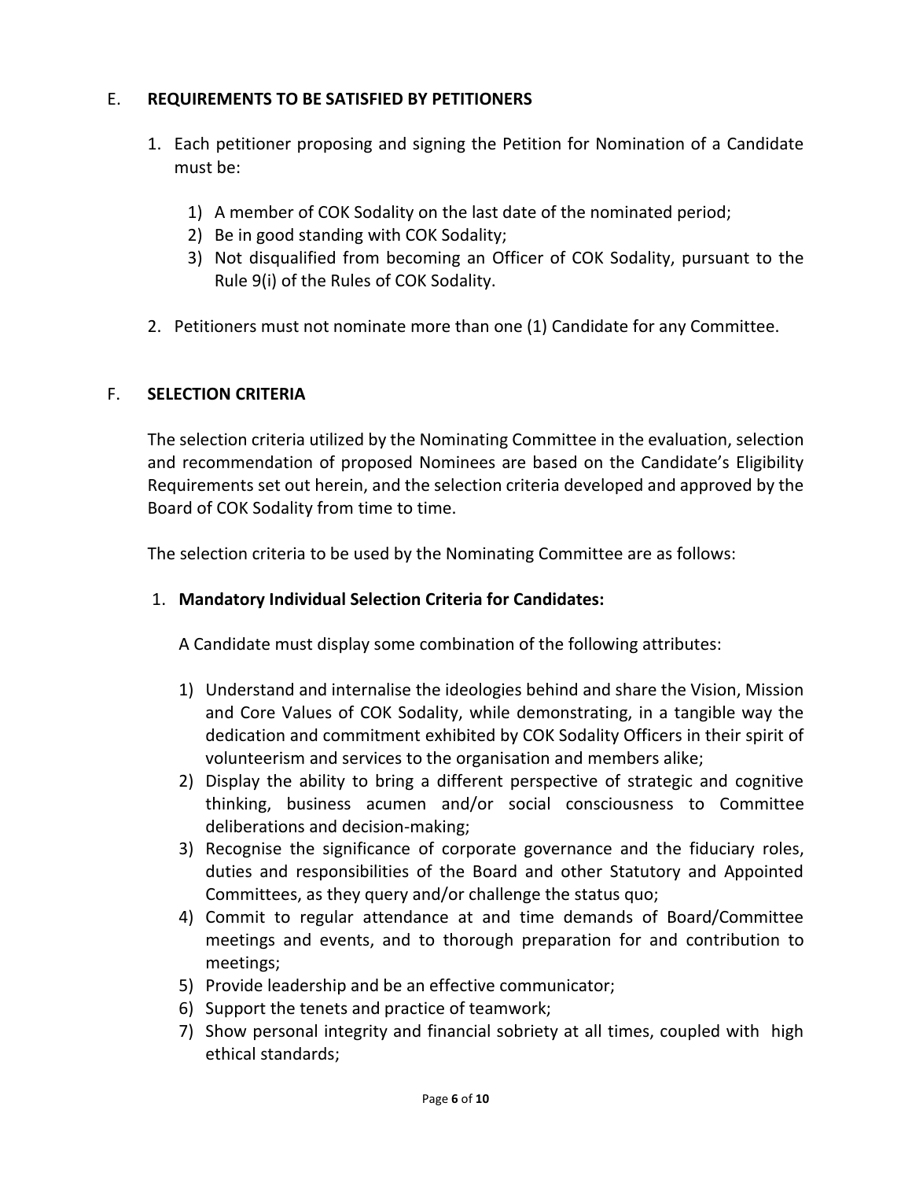## E. **REQUIREMENTS TO BE SATISFIED BY PETITIONERS**

1. Each petitioner proposing and signing the Petition for Nomination of a Candidate must be:

    1) A member of COK Sodality on the last date of the nominated period;
    2) Be in good standing with COK Sodality;
    3) Not disqualified from becoming an Officer of COK Sodality, pursuant to the Rule 9(i) of the Rules of COK Sodality.

2. Petitioners must not nominate more than one (1) Candidate for any Committee.

## F. **SELECTION CRITERIA**

The selection criteria utilized by the Nominating Committee in the evaluation, selection and recommendation of proposed Nominees are based on the Candidate's Eligibility Requirements set out herein, and the selection criteria developed and approved by the Board of COK Sodality from time to time.

The selection criteria to be used by the Nominating Committee are as follows:

1. **Mandatory Individual Selection Criteria for Candidates:**

    A Candidate must display some combination of the following attributes:

    1) Understand and internalise the ideologies behind and share the Vision, Mission and Core Values of COK Sodality, while demonstrating, in a tangible way the dedication and commitment exhibited by COK Sodality Officers in their spirit of volunteerism and services to the organisation and members alike;
    2) Display the ability to bring a different perspective of strategic and cognitive thinking, business acumen and/or social consciousness to Committee deliberations and decision-making;
    3) Recognise the significance of corporate governance and the fiduciary roles, duties and responsibilities of the Board and other Statutory and Appointed Committees, as they query and/or challenge the status quo;
    4) Commit to regular attendance at and time demands of Board/Committee meetings and events, and to thorough preparation for and contribution to meetings;
    5) Provide leadership and be an effective communicator;
    6) Support the tenets and practice of teamwork;
    7) Show personal integrity and financial sobriety at all times, coupled with high ethical standards;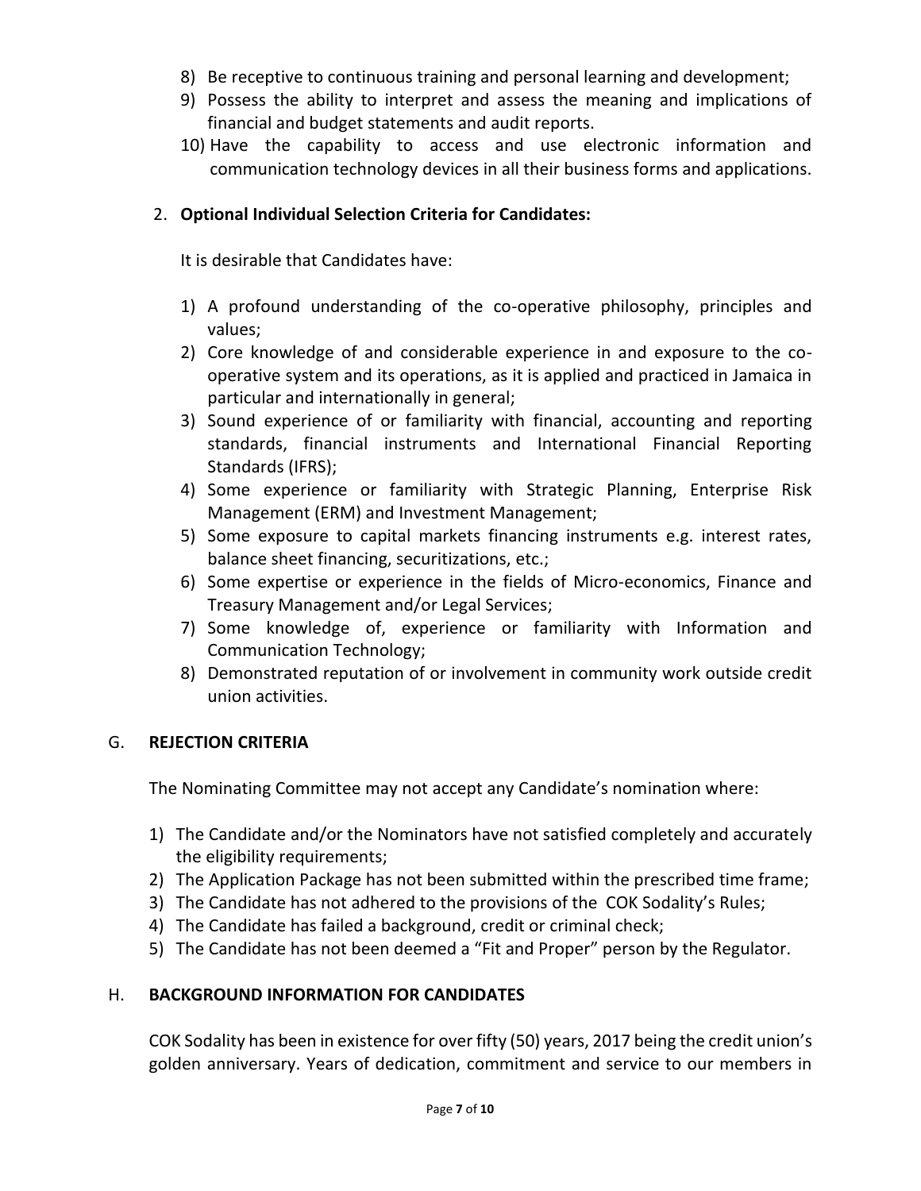8) Be receptive to continuous training and personal learning and development;
9) Possess the ability to interpret and assess the meaning and implications of financial and budget statements and audit reports.
10) Have the capability to access and use electronic information and communication technology devices in all their business forms and applications.

2. **Optional Individual Selection Criteria for Candidates:**

   It is desirable that Candidates have:

   1) A profound understanding of the co-operative philosophy, principles and values;
   2) Core knowledge of and considerable experience in and exposure to the co-operative system and its operations, as it is applied and practiced in Jamaica in particular and internationally in general;
   3) Sound experience of or familiarity with financial, accounting and reporting standards, financial instruments and International Financial Reporting Standards (IFRS);
   4) Some experience or familiarity with Strategic Planning, Enterprise Risk Management (ERM) and Investment Management;
   5) Some exposure to capital markets financing instruments e.g. interest rates, balance sheet financing, securitizations, etc.;
   6) Some expertise or experience in the fields of Micro-economics, Finance and Treasury Management and/or Legal Services;
   7) Some knowledge of, experience or familiarity with Information and Communication Technology;
   8) Demonstrated reputation of or involvement in community work outside credit union activities.

## G. REJECTION CRITERIA

The Nominating Committee may not accept any Candidate's nomination where:

1) The Candidate and/or the Nominators have not satisfied completely and accurately the eligibility requirements;
2) The Application Package has not been submitted within the prescribed time frame;
3) The Candidate has not adhered to the provisions of the COK Sodality's Rules;
4) The Candidate has failed a background, credit or criminal check;
5) The Candidate has not been deemed a "Fit and Proper" person by the Regulator.

## H. BACKGROUND INFORMATION FOR CANDIDATES

COK Sodality has been in existence for over fifty (50) years, 2017 being the credit union's golden anniversary. Years of dedication, commitment and service to our members in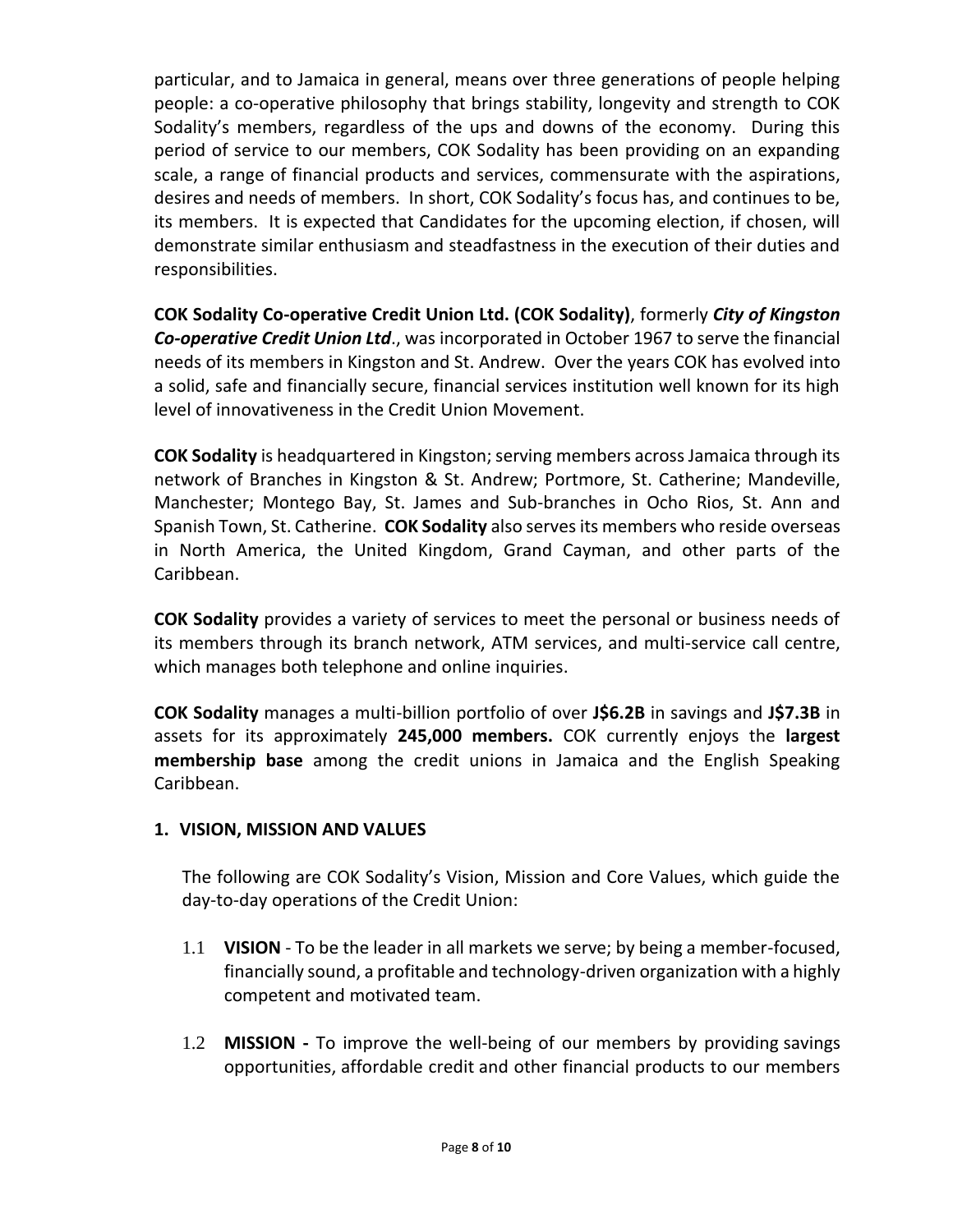particular, and to Jamaica in general, means over three generations of people helping people: a co-operative philosophy that brings stability, longevity and strength to COK Sodality's members, regardless of the ups and downs of the economy. During this period of service to our members, COK Sodality has been providing on an expanding scale, a range of financial products and services, commensurate with the aspirations, desires and needs of members. In short, COK Sodality's focus has, and continues to be, its members. It is expected that Candidates for the upcoming election, if chosen, will demonstrate similar enthusiasm and steadfastness in the execution of their duties and responsibilities.

**COK Sodality Co-operative Credit Union Ltd. (COK Sodality)**, formerly ***City of Kingston Co-operative Credit Union Ltd***., was incorporated in October 1967 to serve the financial needs of its members in Kingston and St. Andrew. Over the years COK has evolved into a solid, safe and financially secure, financial services institution well known for its high level of innovativeness in the Credit Union Movement.

**COK Sodality** is headquartered in Kingston; serving members across Jamaica through its network of Branches in Kingston & St. Andrew; Portmore, St. Catherine; Mandeville, Manchester; Montego Bay, St. James and Sub-branches in Ocho Rios, St. Ann and Spanish Town, St. Catherine. **COK Sodality** also serves its members who reside overseas in North America, the United Kingdom, Grand Cayman, and other parts of the Caribbean.

**COK Sodality** provides a variety of services to meet the personal or business needs of its members through its branch network, ATM services, and multi-service call centre, which manages both telephone and online inquiries.

**COK Sodality** manages a multi-billion portfolio of over **J$6.2B** in savings and **J$7.3B** in assets for its approximately **245,000 members.** COK currently enjoys the **largest membership base** among the credit unions in Jamaica and the English Speaking Caribbean.

## 1. VISION, MISSION AND VALUES

The following are COK Sodality's Vision, Mission and Core Values, which guide the day-to-day operations of the Credit Union:

1.1 **VISION** - To be the leader in all markets we serve; by being a member-focused, financially sound, a profitable and technology-driven organization with a highly competent and motivated team.

1.2 **MISSION -** To improve the well-being of our members by providing savings opportunities, affordable credit and other financial products to our members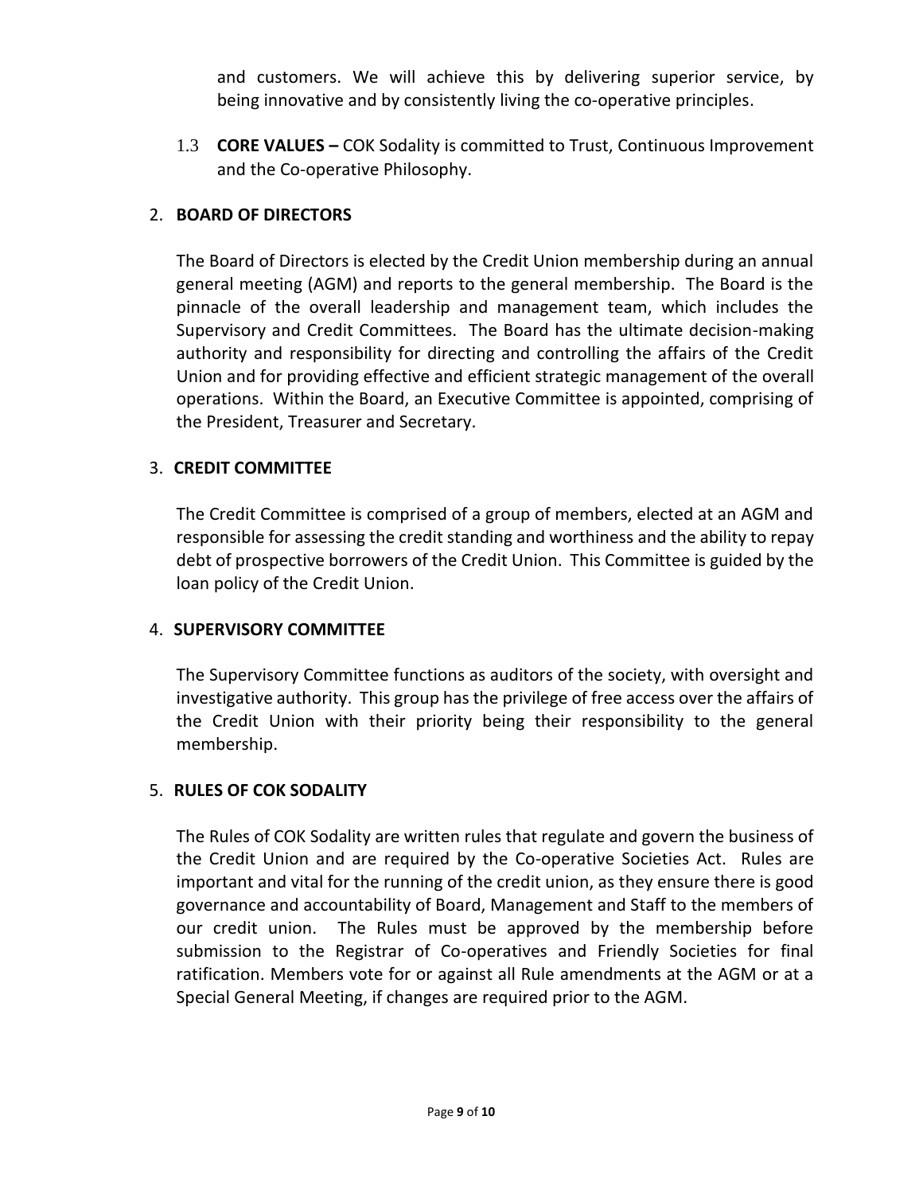and customers. We will achieve this by delivering superior service, by being innovative and by consistently living the co-operative principles.

1.3 **CORE VALUES –** COK Sodality is committed to Trust, Continuous Improvement and the Co-operative Philosophy.

## 2. BOARD OF DIRECTORS

The Board of Directors is elected by the Credit Union membership during an annual general meeting (AGM) and reports to the general membership. The Board is the pinnacle of the overall leadership and management team, which includes the Supervisory and Credit Committees. The Board has the ultimate decision-making authority and responsibility for directing and controlling the affairs of the Credit Union and for providing effective and efficient strategic management of the overall operations. Within the Board, an Executive Committee is appointed, comprising of the President, Treasurer and Secretary.

## 3. CREDIT COMMITTEE

The Credit Committee is comprised of a group of members, elected at an AGM and responsible for assessing the credit standing and worthiness and the ability to repay debt of prospective borrowers of the Credit Union. This Committee is guided by the loan policy of the Credit Union.

## 4. SUPERVISORY COMMITTEE

The Supervisory Committee functions as auditors of the society, with oversight and investigative authority. This group has the privilege of free access over the affairs of the Credit Union with their priority being their responsibility to the general membership.

## 5. RULES OF COK SODALITY

The Rules of COK Sodality are written rules that regulate and govern the business of the Credit Union and are required by the Co-operative Societies Act. Rules are important and vital for the running of the credit union, as they ensure there is good governance and accountability of Board, Management and Staff to the members of our credit union. The Rules must be approved by the membership before submission to the Registrar of Co-operatives and Friendly Societies for final ratification. Members vote for or against all Rule amendments at the AGM or at a Special General Meeting, if changes are required prior to the AGM.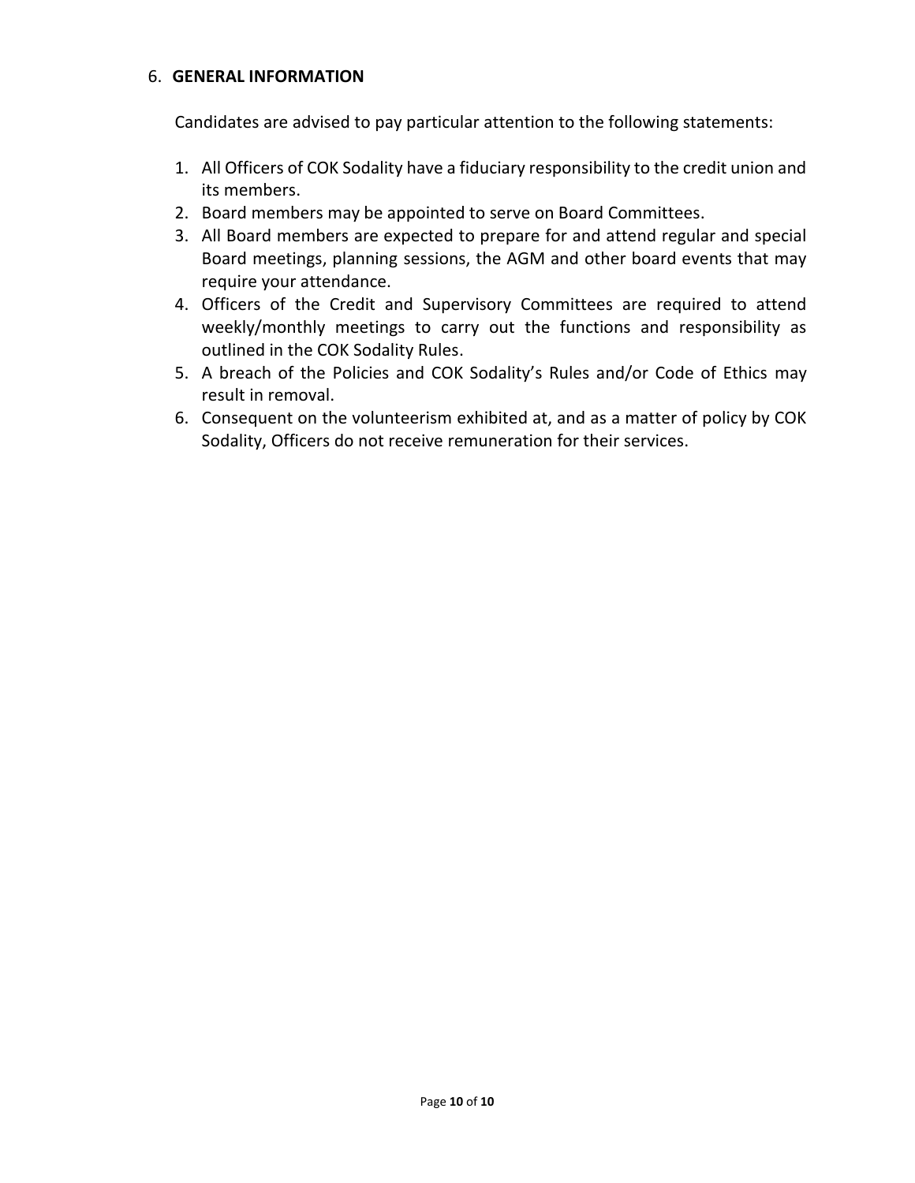## 6. GENERAL INFORMATION

Candidates are advised to pay particular attention to the following statements:

1. All Officers of COK Sodality have a fiduciary responsibility to the credit union and its members.
2. Board members may be appointed to serve on Board Committees.
3. All Board members are expected to prepare for and attend regular and special Board meetings, planning sessions, the AGM and other board events that may require your attendance.
4. Officers of the Credit and Supervisory Committees are required to attend weekly/monthly meetings to carry out the functions and responsibility as outlined in the COK Sodality Rules.
5. A breach of the Policies and COK Sodality's Rules and/or Code of Ethics may result in removal.
6. Consequent on the volunteerism exhibited at, and as a matter of policy by COK Sodality, Officers do not receive remuneration for their services.